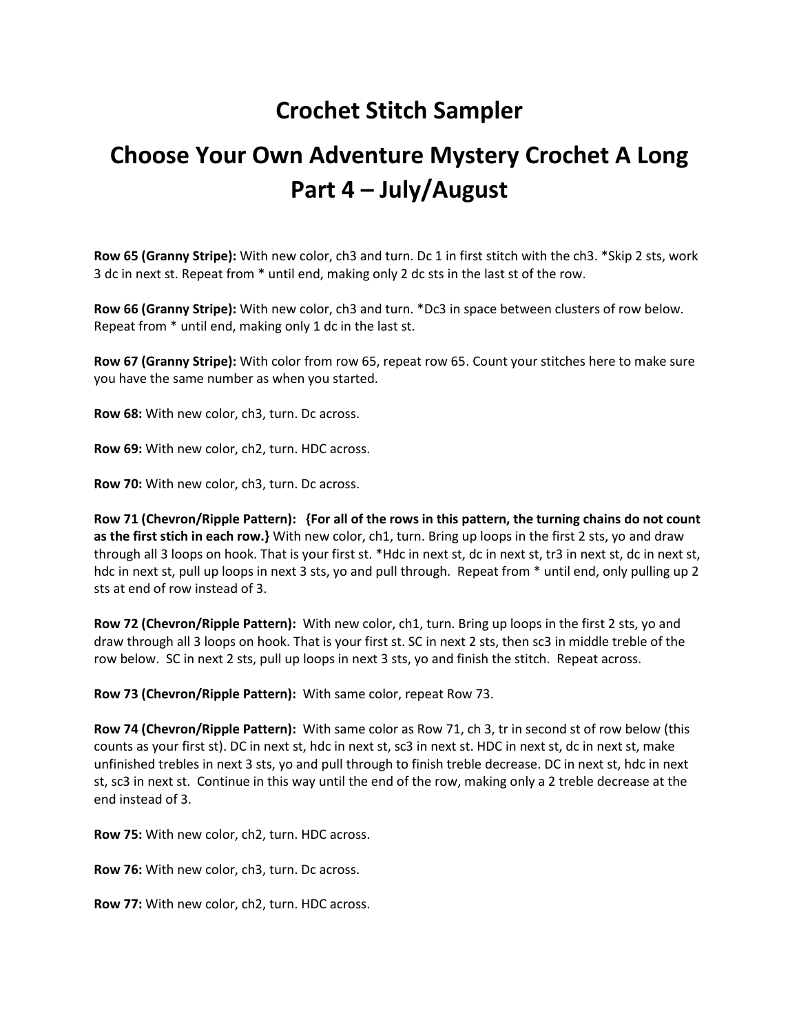# Crochet Stitch Sampler

# Choose Your Own Adventure Mystery Crochet A Long Part 4 – July/August

**Row 65 (Granny Stripe):** With new color, ch3 and turn. Dc 1 in first stitch with the ch3. *Skip 2 sts, work 3 dc in next st. Repeat from * until end, making only 2 dc sts in the last st of the row.

**Row 66 (Granny Stripe):** With new color, ch3 and turn. *Dc3 in space between clusters of row below. Repeat from * until end, making only 1 dc in the last st.

**Row 67 (Granny Stripe):** With color from row 65, repeat row 65. Count your stitches here to make sure you have the same number as when you started.

**Row 68:** With new color, ch3, turn. Dc across.

**Row 69:** With new color, ch2, turn. HDC across.

**Row 70:** With new color, ch3, turn. Dc across.

**Row 71 (Chevron/Ripple Pattern): {For all of the rows in this pattern, the turning chains do not count as the first stich in each row.}** With new color, ch1, turn. Bring up loops in the first 2 sts, yo and draw through all 3 loops on hook. That is your first st. *Hdc in next st, dc in next st, tr3 in next st, dc in next st, hdc in next st, pull up loops in next 3 sts, yo and pull through. Repeat from * until end, only pulling up 2 sts at end of row instead of 3.

**Row 72 (Chevron/Ripple Pattern):** With new color, ch1, turn. Bring up loops in the first 2 sts, yo and draw through all 3 loops on hook. That is your first st. SC in next 2 sts, then sc3 in middle treble of the row below. SC in next 2 sts, pull up loops in next 3 sts, yo and finish the stitch. Repeat across.

**Row 73 (Chevron/Ripple Pattern):** With same color, repeat Row 73.

**Row 74 (Chevron/Ripple Pattern):** With same color as Row 71, ch 3, tr in second st of row below (this counts as your first st). DC in next st, hdc in next st, sc3 in next st. HDC in next st, dc in next st, make unfinished trebles in next 3 sts, yo and pull through to finish treble decrease. DC in next st, hdc in next st, sc3 in next st. Continue in this way until the end of the row, making only a 2 treble decrease at the end instead of 3.

**Row 75:** With new color, ch2, turn. HDC across.

**Row 76:** With new color, ch3, turn. Dc across.

**Row 77:** With new color, ch2, turn. HDC across.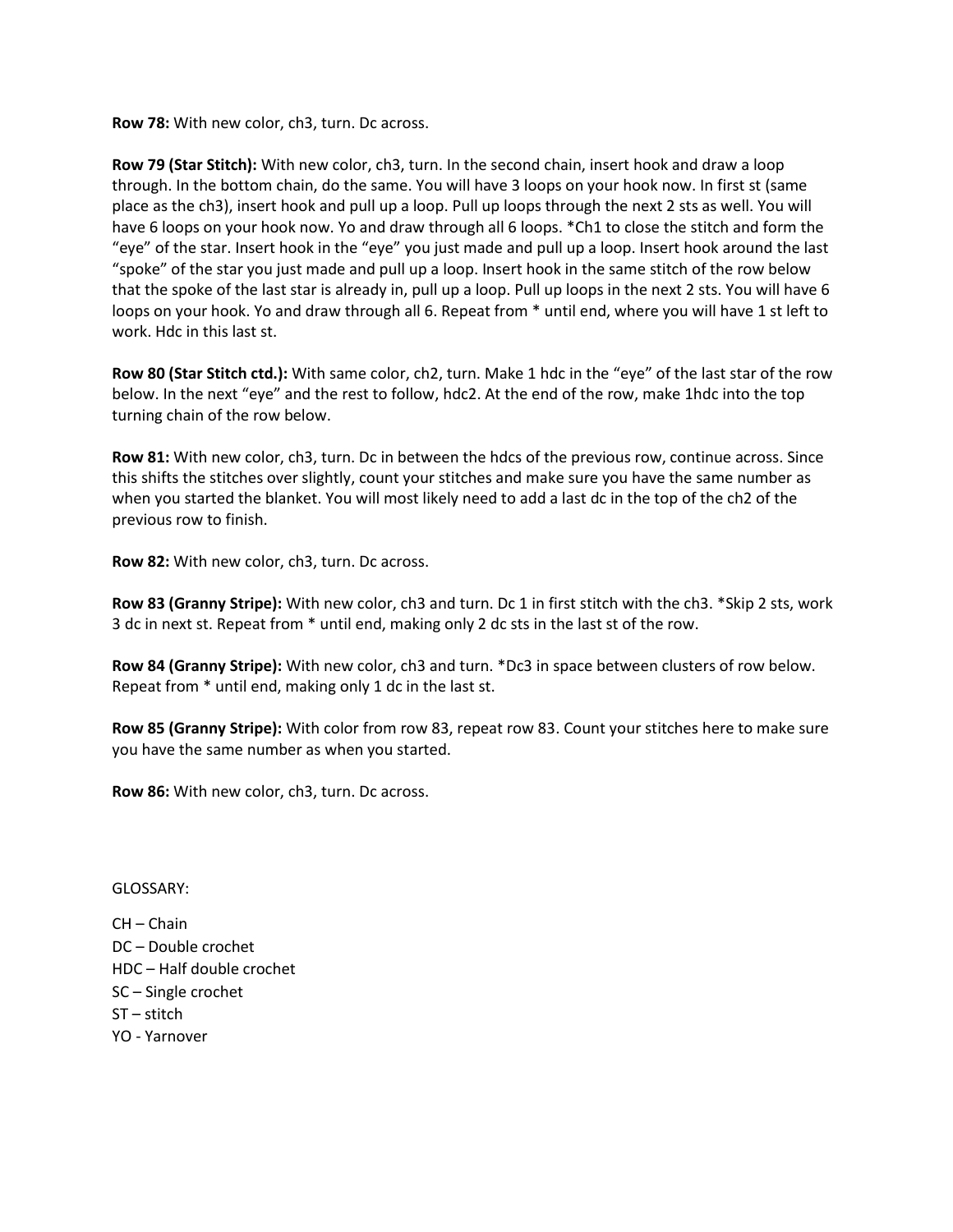**Row 78:** With new color, ch3, turn. Dc across.

**Row 79 (Star Stitch):** With new color, ch3, turn. In the second chain, insert hook and draw a loop through. In the bottom chain, do the same. You will have 3 loops on your hook now. In first st (same place as the ch3), insert hook and pull up a loop. Pull up loops through the next 2 sts as well. You will have 6 loops on your hook now. Yo and draw through all 6 loops. *Ch1 to close the stitch and form the "eye" of the star. Insert hook in the "eye" you just made and pull up a loop. Insert hook around the last "spoke" of the star you just made and pull up a loop. Insert hook in the same stitch of the row below that the spoke of the last star is already in, pull up a loop. Pull up loops in the next 2 sts. You will have 6 loops on your hook. Yo and draw through all 6. Repeat from * until end, where you will have 1 st left to work. Hdc in this last st.

**Row 80 (Star Stitch ctd.):** With same color, ch2, turn. Make 1 hdc in the "eye" of the last star of the row below. In the next "eye" and the rest to follow, hdc2. At the end of the row, make 1hdc into the top turning chain of the row below.

**Row 81:** With new color, ch3, turn. Dc in between the hdcs of the previous row, continue across. Since this shifts the stitches over slightly, count your stitches and make sure you have the same number as when you started the blanket. You will most likely need to add a last dc in the top of the ch2 of the previous row to finish.

**Row 82:** With new color, ch3, turn. Dc across.

**Row 83 (Granny Stripe):** With new color, ch3 and turn. Dc 1 in first stitch with the ch3. *Skip 2 sts, work 3 dc in next st. Repeat from * until end, making only 2 dc sts in the last st of the row.

**Row 84 (Granny Stripe):** With new color, ch3 and turn. *Dc3 in space between clusters of row below. Repeat from * until end, making only 1 dc in the last st.

**Row 85 (Granny Stripe):** With color from row 83, repeat row 83. Count your stitches here to make sure you have the same number as when you started.

**Row 86:** With new color, ch3, turn. Dc across.

GLOSSARY:

CH – Chain
DC – Double crochet
HDC – Half double crochet
SC – Single crochet
ST – stitch
YO - Yarnover